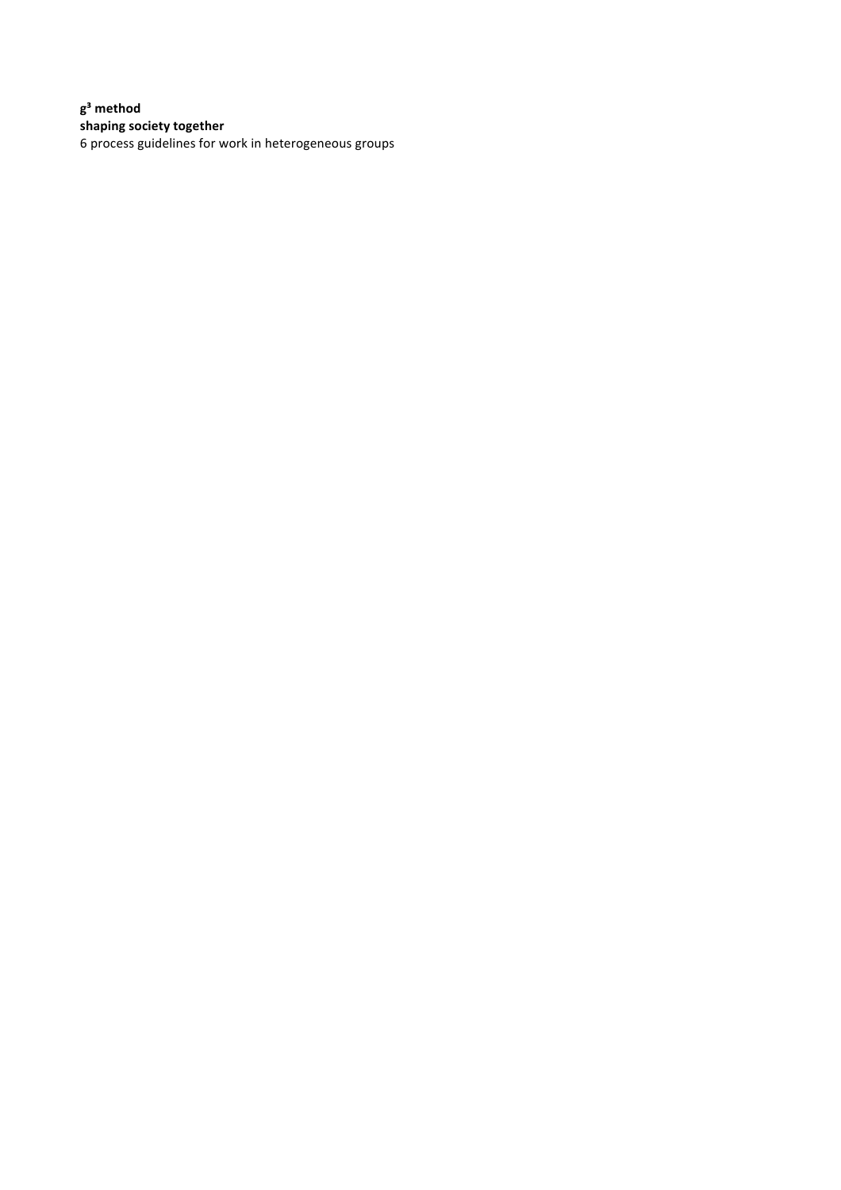**g³ method**
**shaping society together**
6 process guidelines for work in heterogeneous groups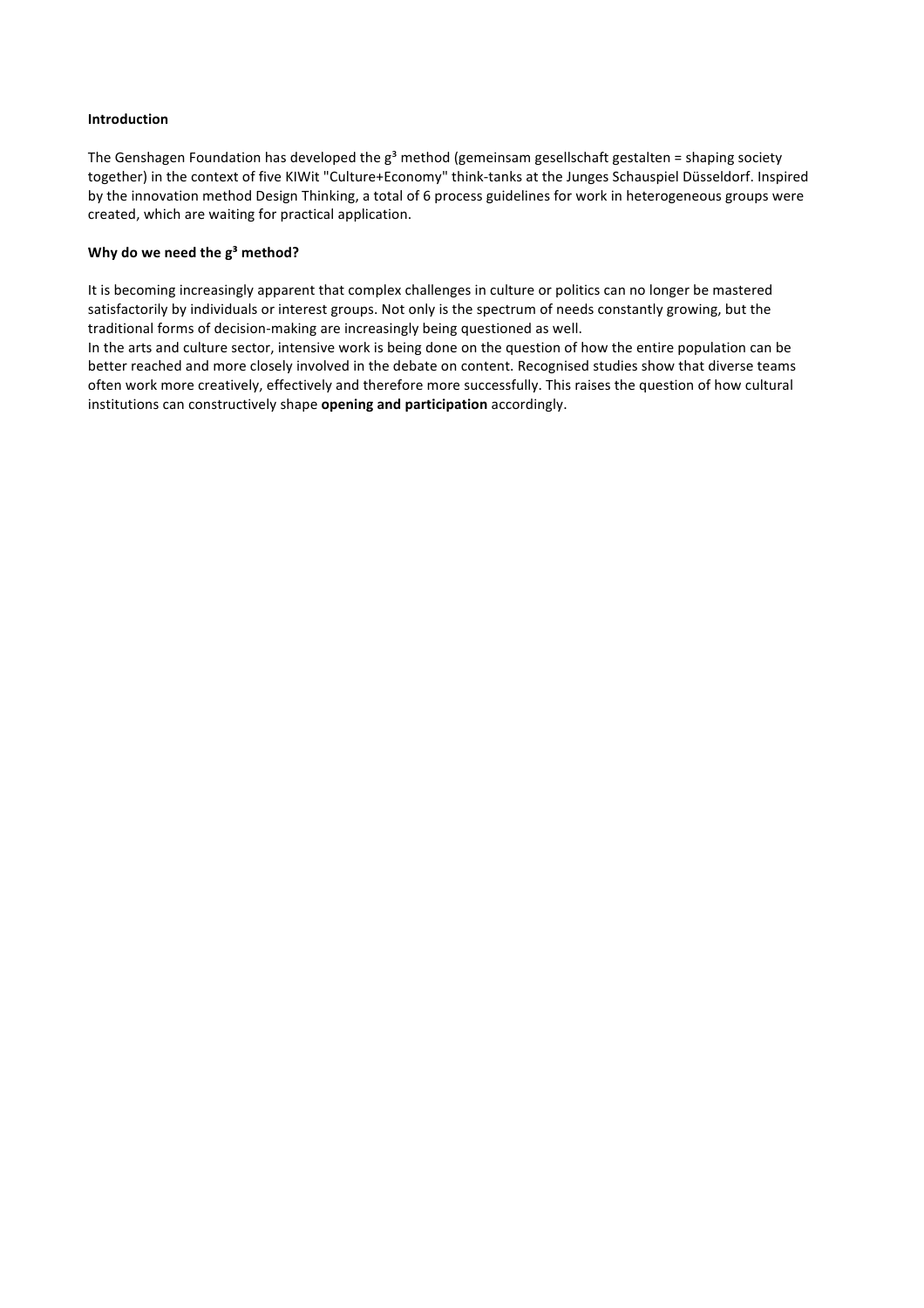**Introduction**

The Genshagen Foundation has developed the g³ method (gemeinsam gesellschaft gestalten = shaping society together) in the context of five KIWit "Culture+Economy" think-tanks at the Junges Schauspiel Düsseldorf. Inspired by the innovation method Design Thinking, a total of 6 process guidelines for work in heterogeneous groups were created, which are waiting for practical application.

**Why do we need the g³ method?**

It is becoming increasingly apparent that complex challenges in culture or politics can no longer be mastered satisfactorily by individuals or interest groups. Not only is the spectrum of needs constantly growing, but the traditional forms of decision-making are increasingly being questioned as well.
In the arts and culture sector, intensive work is being done on the question of how the entire population can be better reached and more closely involved in the debate on content. Recognised studies show that diverse teams often work more creatively, effectively and therefore more successfully. This raises the question of how cultural institutions can constructively shape **opening and participation** accordingly.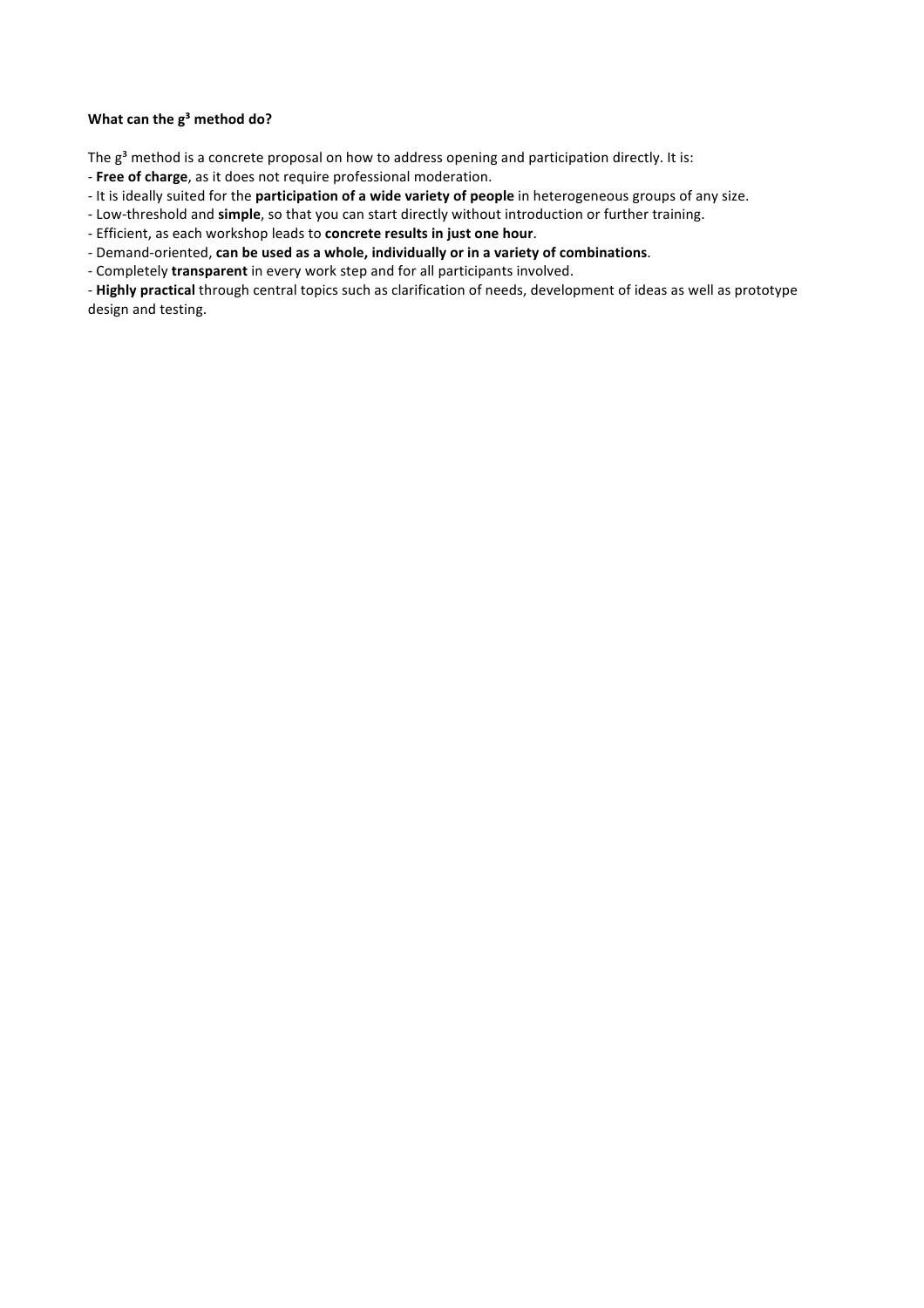**What can the $g^3$ method do?**

The $g^3$ method is a concrete proposal on how to address opening and participation directly. It is:

- **Free of charge**, as it does not require professional moderation.
- It is ideally suited for the **participation of a wide variety of people** in heterogeneous groups of any size.
- Low-threshold and **simple**, so that you can start directly without introduction or further training.
- Efficient, as each workshop leads to **concrete results in just one hour**.
- Demand-oriented, **can be used as a whole, individually or in a variety of combinations**.
- Completely **transparent** in every work step and for all participants involved.
- **Highly practical** through central topics such as clarification of needs, development of ideas as well as prototype design and testing.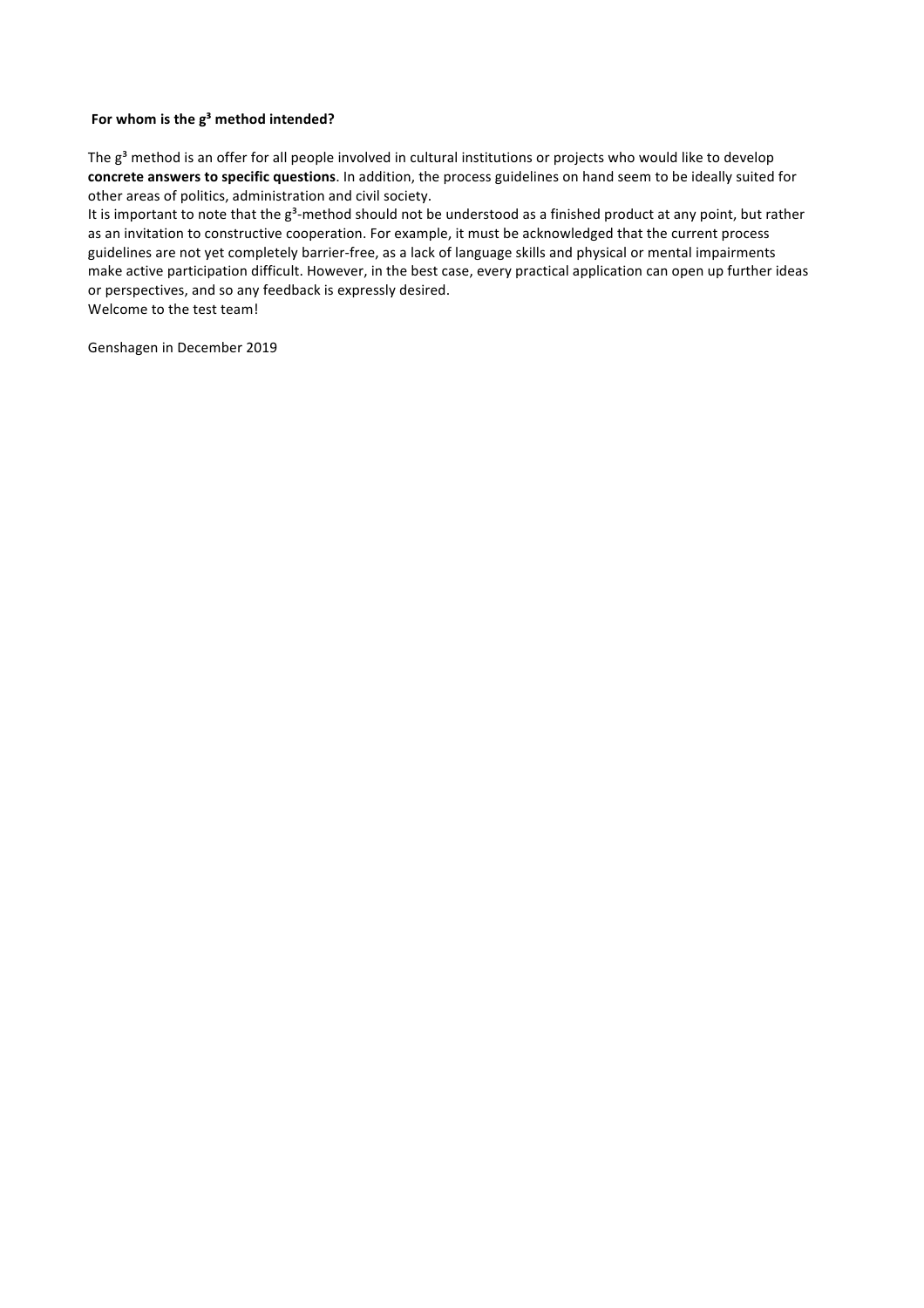### **For whom is the g³ method intended?**

The g³ method is an offer for all people involved in cultural institutions or projects who would like to develop **concrete answers to specific questions**. In addition, the process guidelines on hand seem to be ideally suited for other areas of politics, administration and civil society.

It is important to note that the g³-method should not be understood as a finished product at any point, but rather as an invitation to constructive cooperation. For example, it must be acknowledged that the current process guidelines are not yet completely barrier-free, as a lack of language skills and physical or mental impairments make active participation difficult. However, in the best case, every practical application can open up further ideas or perspectives, and so any feedback is expressly desired.

Welcome to the test team!

Genshagen in December 2019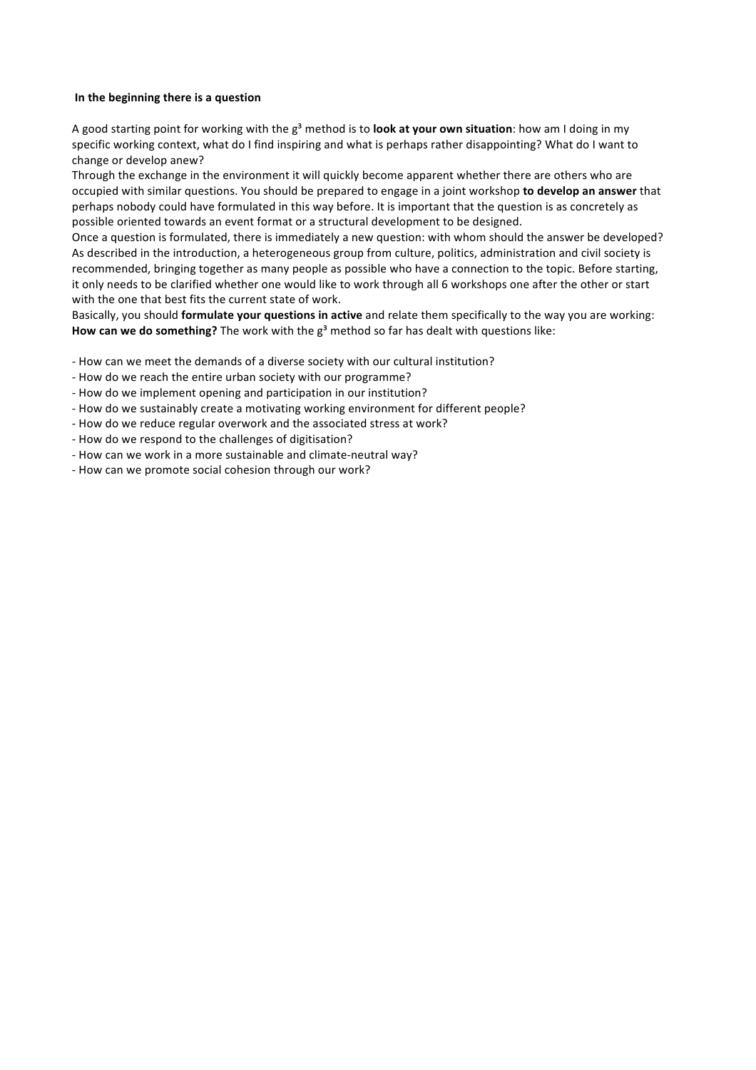**In the beginning there is a question**

A good starting point for working with the g³ method is to **look at your own situation**: how am I doing in my specific working context, what do I find inspiring and what is perhaps rather disappointing? What do I want to change or develop anew?
Through the exchange in the environment it will quickly become apparent whether there are others who are occupied with similar questions. You should be prepared to engage in a joint workshop **to develop an answer** that perhaps nobody could have formulated in this way before. It is important that the question is as concretely as possible oriented towards an event format or a structural development to be designed.
Once a question is formulated, there is immediately a new question: with whom should the answer be developed? As described in the introduction, a heterogeneous group from culture, politics, administration and civil society is recommended, bringing together as many people as possible who have a connection to the topic. Before starting, it only needs to be clarified whether one would like to work through all 6 workshops one after the other or start with the one that best fits the current state of work.
Basically, you should **formulate your questions in active** and relate them specifically to the way you are working: **How can we do something?** The work with the g³ method so far has dealt with questions like:

- How can we meet the demands of a diverse society with our cultural institution?
- How do we reach the entire urban society with our programme?
- How do we implement opening and participation in our institution?
- How do we sustainably create a motivating working environment for different people?
- How do we reduce regular overwork and the associated stress at work?
- How do we respond to the challenges of digitisation?
- How can we work in a more sustainable and climate-neutral way?
- How can we promote social cohesion through our work?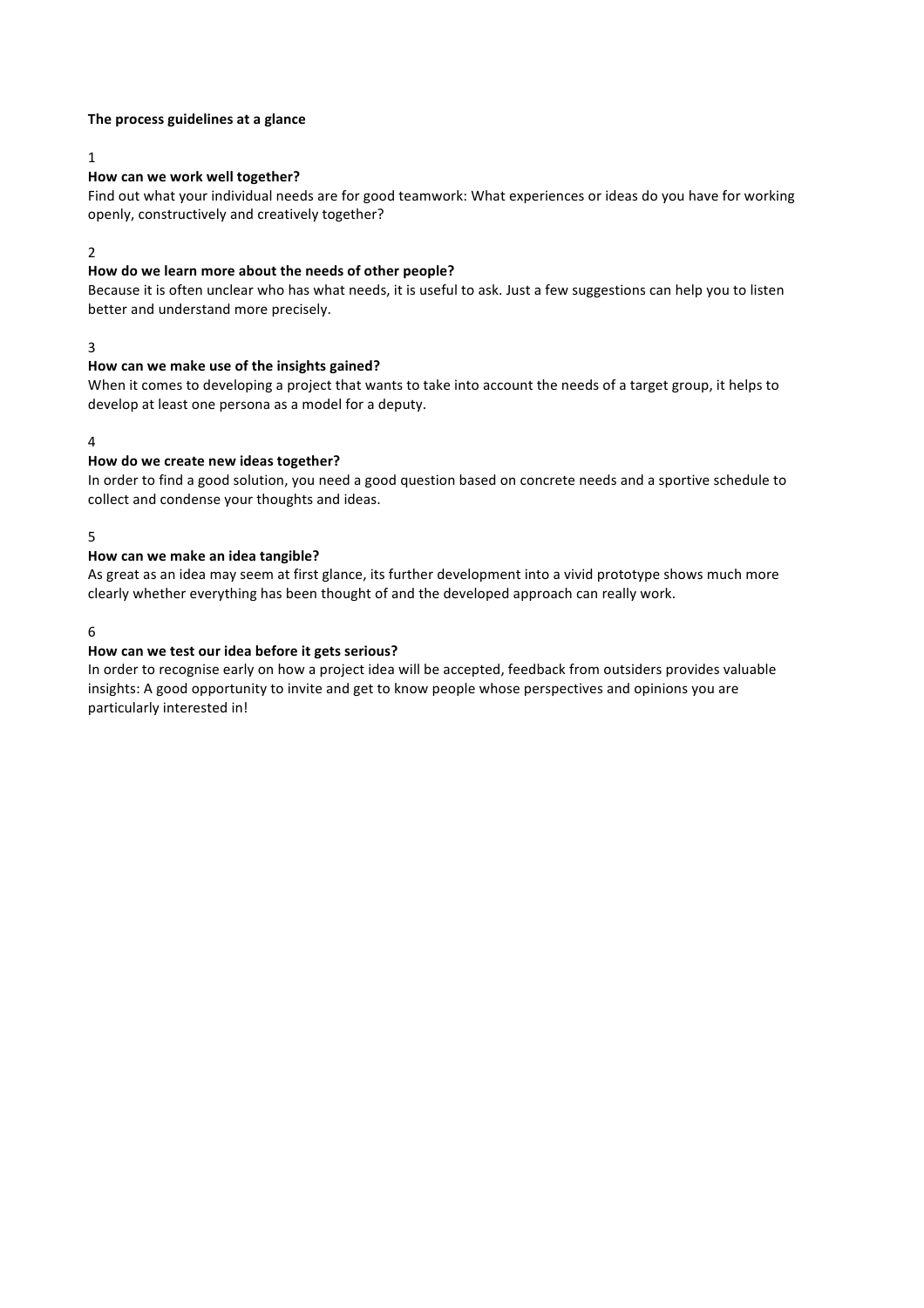**The process guidelines at a glance**

1

**How can we work well together?**
Find out what your individual needs are for good teamwork: What experiences or ideas do you have for working openly, constructively and creatively together?

2

**How do we learn more about the needs of other people?**
Because it is often unclear who has what needs, it is useful to ask. Just a few suggestions can help you to listen better and understand more precisely.

3

**How can we make use of the insights gained?**
When it comes to developing a project that wants to take into account the needs of a target group, it helps to develop at least one persona as a model for a deputy.

4

**How do we create new ideas together?**
In order to find a good solution, you need a good question based on concrete needs and a sportive schedule to collect and condense your thoughts and ideas.

5

**How can we make an idea tangible?**
As great as an idea may seem at first glance, its further development into a vivid prototype shows much more clearly whether everything has been thought of and the developed approach can really work.

6

**How can we test our idea before it gets serious?**
In order to recognise early on how a project idea will be accepted, feedback from outsiders provides valuable insights: A good opportunity to invite and get to know people whose perspectives and opinions you are particularly interested in!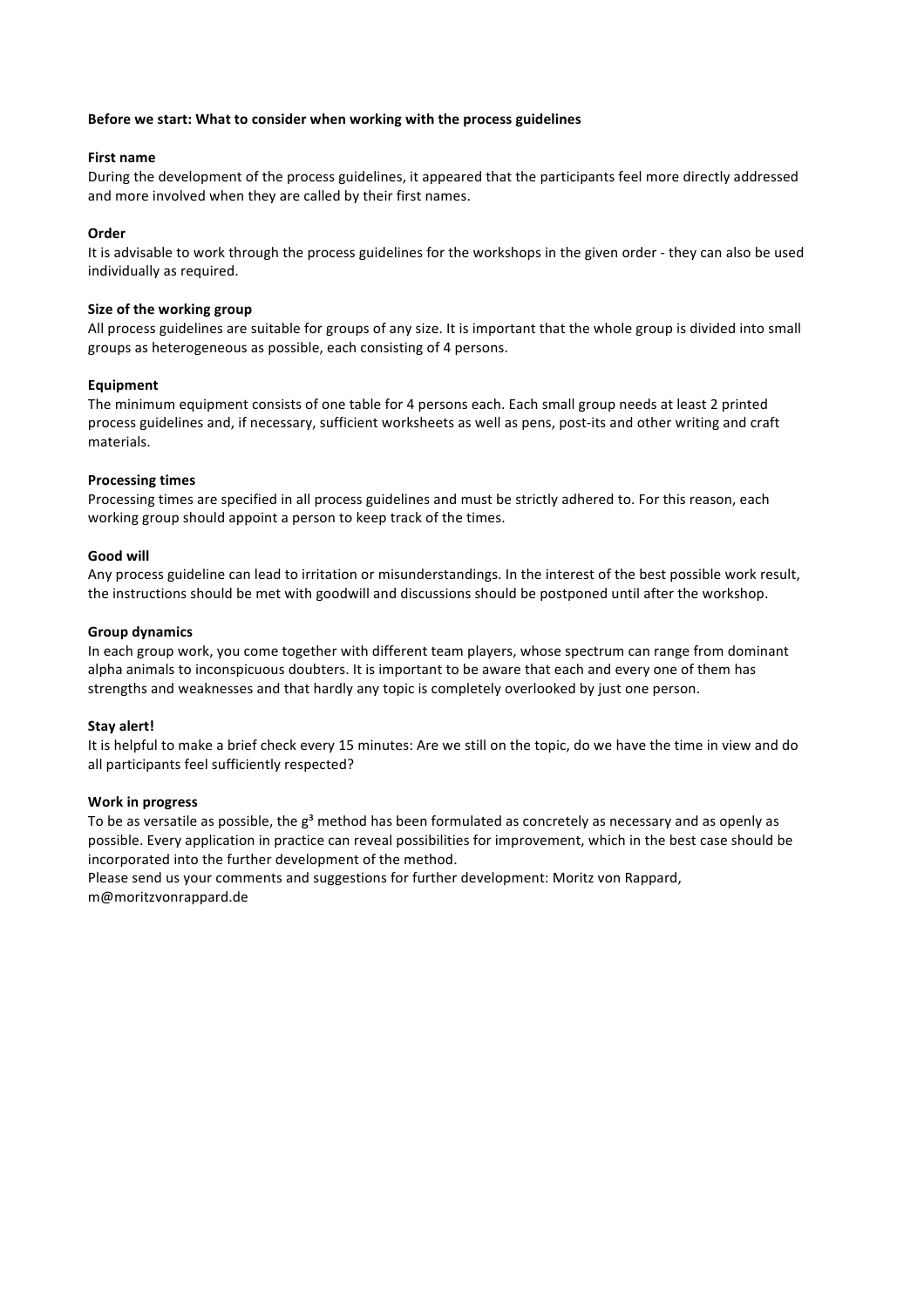**Before we start: What to consider when working with the process guidelines**

**First name**
During the development of the process guidelines, it appeared that the participants feel more directly addressed and more involved when they are called by their first names.

**Order**
It is advisable to work through the process guidelines for the workshops in the given order - they can also be used individually as required.

**Size of the working group**
All process guidelines are suitable for groups of any size. It is important that the whole group is divided into small groups as heterogeneous as possible, each consisting of 4 persons.

**Equipment**
The minimum equipment consists of one table for 4 persons each. Each small group needs at least 2 printed process guidelines and, if necessary, sufficient worksheets as well as pens, post-its and other writing and craft materials.

**Processing times**
Processing times are specified in all process guidelines and must be strictly adhered to. For this reason, each working group should appoint a person to keep track of the times.

**Good will**
Any process guideline can lead to irritation or misunderstandings. In the interest of the best possible work result, the instructions should be met with goodwill and discussions should be postponed until after the workshop.

**Group dynamics**
In each group work, you come together with different team players, whose spectrum can range from dominant alpha animals to inconspicuous doubters. It is important to be aware that each and every one of them has strengths and weaknesses and that hardly any topic is completely overlooked by just one person.

**Stay alert!**
It is helpful to make a brief check every 15 minutes: Are we still on the topic, do we have the time in view and do all participants feel sufficiently respected?

**Work in progress**
To be as versatile as possible, the $g^3$ method has been formulated as concretely as necessary and as openly as possible. Every application in practice can reveal possibilities for improvement, which in the best case should be incorporated into the further development of the method.
Please send us your comments and suggestions for further development: Moritz von Rappard, m@moritzvonrappard.de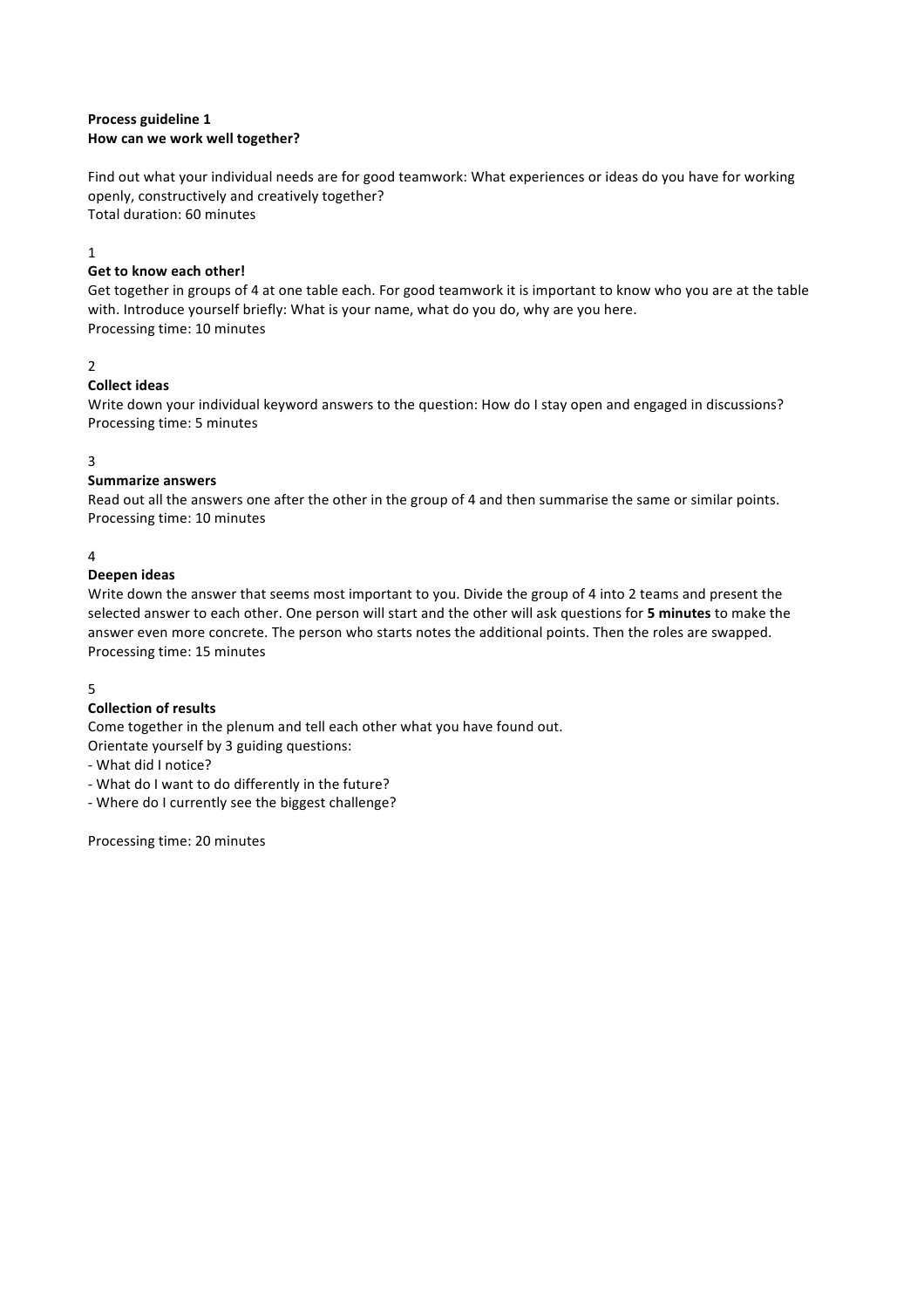**Process guideline 1**
**How can we work well together?**

Find out what your individual needs are for good teamwork: What experiences or ideas do you have for working openly, constructively and creatively together?
Total duration: 60 minutes

1
**Get to know each other!**
Get together in groups of 4 at one table each. For good teamwork it is important to know who you are at the table with. Introduce yourself briefly: What is your name, what do you do, why are you here.
Processing time: 10 minutes

2
**Collect ideas**
Write down your individual keyword answers to the question: How do I stay open and engaged in discussions?
Processing time: 5 minutes

3
**Summarize answers**
Read out all the answers one after the other in the group of 4 and then summarise the same or similar points.
Processing time: 10 minutes

4
**Deepen ideas**
Write down the answer that seems most important to you. Divide the group of 4 into 2 teams and present the selected answer to each other. One person will start and the other will ask questions for **5 minutes** to make the answer even more concrete. The person who starts notes the additional points. Then the roles are swapped.
Processing time: 15 minutes

5
**Collection of results**
Come together in the plenum and tell each other what you have found out.
Orientate yourself by 3 guiding questions:
- What did I notice?
- What do I want to do differently in the future?
- Where do I currently see the biggest challenge?

Processing time: 20 minutes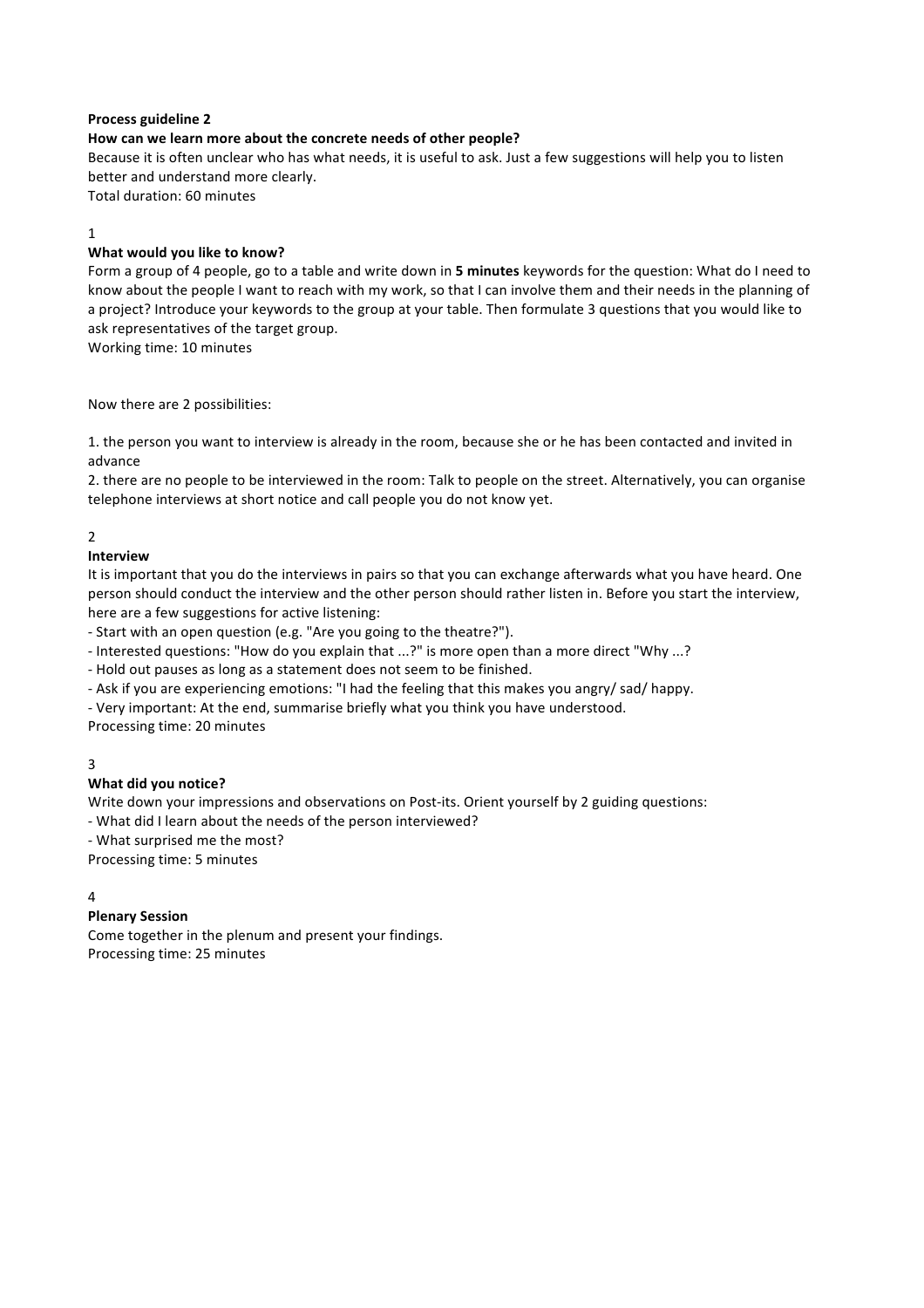**Process guideline 2**

**How can we learn more about the concrete needs of other people?**

Because it is often unclear who has what needs, it is useful to ask. Just a few suggestions will help you to listen better and understand more clearly.

Total duration: 60 minutes

1

**What would you like to know?**

Form a group of 4 people, go to a table and write down in **5 minutes** keywords for the question: What do I need to know about the people I want to reach with my work, so that I can involve them and their needs in the planning of a project? Introduce your keywords to the group at your table. Then formulate 3 questions that you would like to ask representatives of the target group.

Working time: 10 minutes

Now there are 2 possibilities:

1. the person you want to interview is already in the room, because she or he has been contacted and invited in advance
2. there are no people to be interviewed in the room: Talk to people on the street. Alternatively, you can organise telephone interviews at short notice and call people you do not know yet.

2

**Interview**

It is important that you do the interviews in pairs so that you can exchange afterwards what you have heard. One person should conduct the interview and the other person should rather listen in. Before you start the interview, here are a few suggestions for active listening:

- Start with an open question (e.g. "Are you going to the theatre?").
- Interested questions: "How do you explain that ...?" is more open than a more direct "Why ...?
- Hold out pauses as long as a statement does not seem to be finished.
- Ask if you are experiencing emotions: "I had the feeling that this makes you angry/ sad/ happy.
- Very important: At the end, summarise briefly what you think you have understood.

Processing time: 20 minutes

3

**What did you notice?**

Write down your impressions and observations on Post-its. Orient yourself by 2 guiding questions:

- What did I learn about the needs of the person interviewed?
- What surprised me the most?

Processing time: 5 minutes

4

**Plenary Session**

Come together in the plenum and present your findings.

Processing time: 25 minutes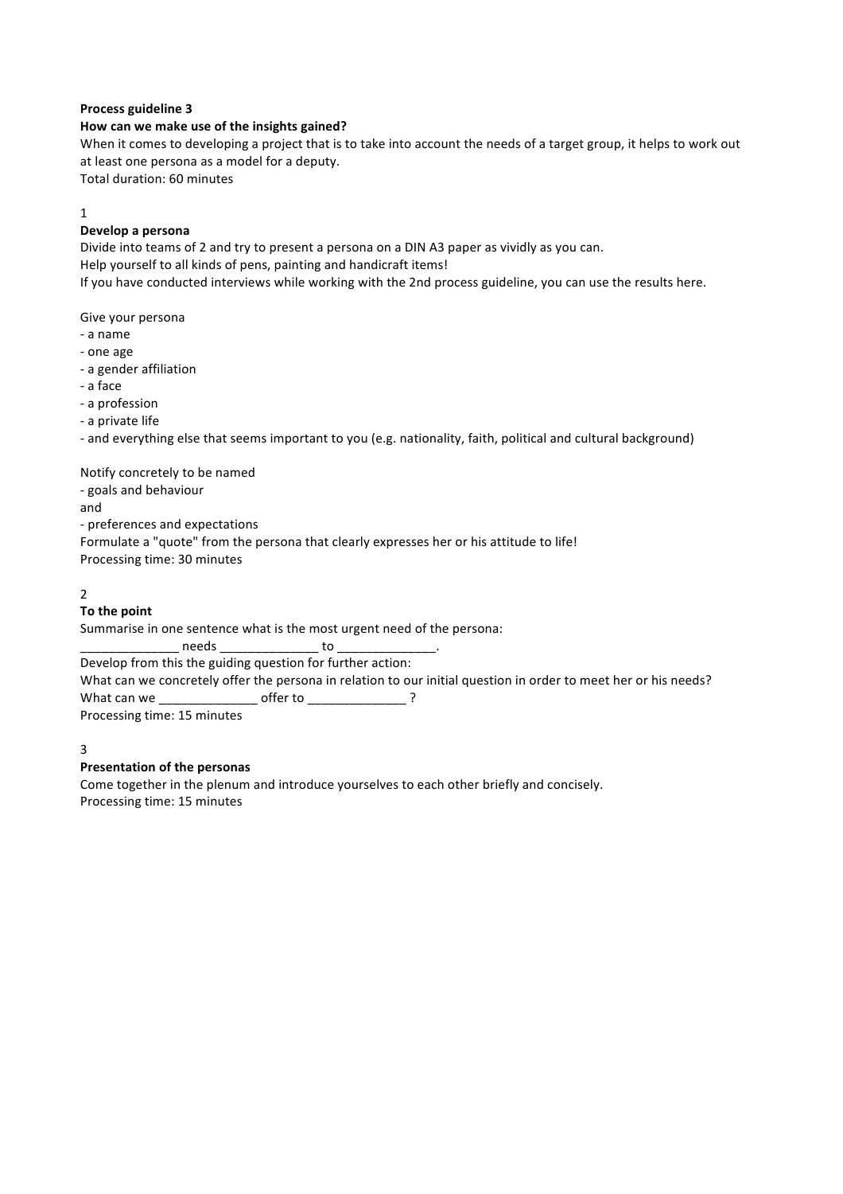**Process guideline 3**

**How can we make use of the insights gained?**

When it comes to developing a project that is to take into account the needs of a target group, it helps to work out at least one persona as a model for a deputy.

Total duration: 60 minutes

1

**Develop a persona**

Divide into teams of 2 and try to present a persona on a DIN A3 paper as vividly as you can.
Help yourself to all kinds of pens, painting and handicraft items!
If you have conducted interviews while working with the 2nd process guideline, you can use the results here.

Give your persona

- a name
- one age
- a gender affiliation
- a face
- a profession
- a private life
- and everything else that seems important to you (e.g. nationality, faith, political and cultural background)

Notify concretely to be named

- goals and behaviour

and

- preferences and expectations

Formulate a "quote" from the persona that clearly expresses her or his attitude to life!

Processing time: 30 minutes

2

**To the point**

Summarise in one sentence what is the most urgent need of the persona:

______________ needs ______________ to ______________.

Develop from this the guiding question for further action:

What can we concretely offer the persona in relation to our initial question in order to meet her or his needs?

What can we ______________ offer to ______________ ?

Processing time: 15 minutes

3

**Presentation of the personas**

Come together in the plenum and introduce yourselves to each other briefly and concisely.

Processing time: 15 minutes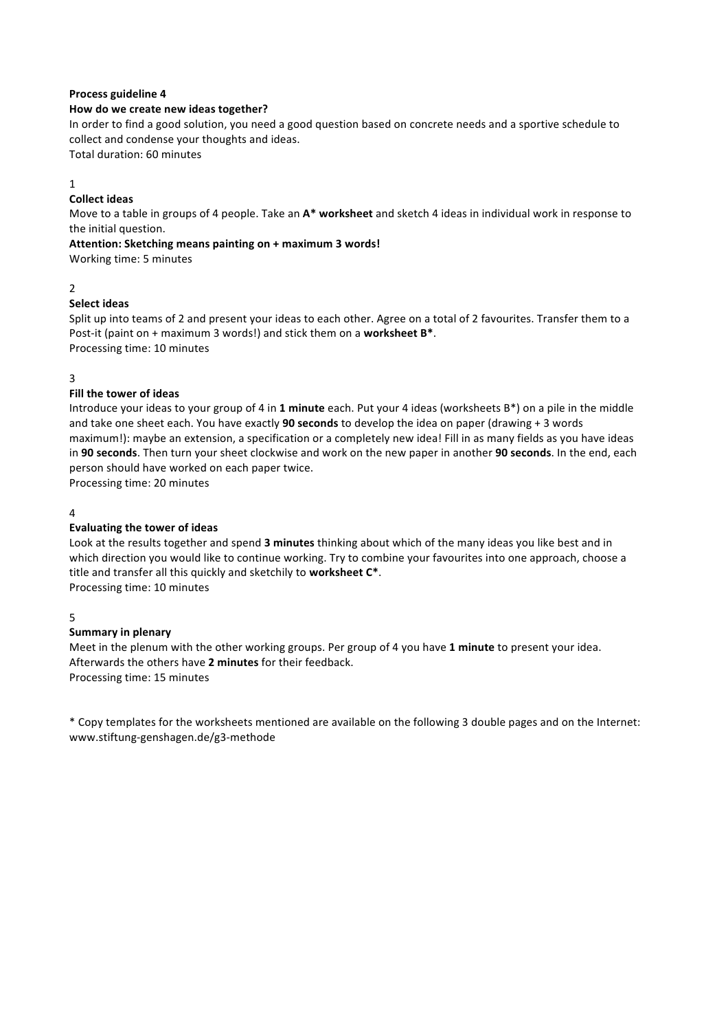**Process guideline 4**

**How do we create new ideas together?**

In order to find a good solution, you need a good question based on concrete needs and a sportive schedule to collect and condense your thoughts and ideas.
Total duration: 60 minutes

1

**Collect ideas**

Move to a table in groups of 4 people. Take an **A* worksheet** and sketch 4 ideas in individual work in response to the initial question.

**Attention: Sketching means painting on + maximum 3 words!**

Working time: 5 minutes

2

**Select ideas**

Split up into teams of 2 and present your ideas to each other. Agree on a total of 2 favourites. Transfer them to a Post-it (paint on + maximum 3 words!) and stick them on a **worksheet B***.
Processing time: 10 minutes

3

**Fill the tower of ideas**

Introduce your ideas to your group of 4 in **1 minute** each. Put your 4 ideas (worksheets B*) on a pile in the middle and take one sheet each. You have exactly **90 seconds** to develop the idea on paper (drawing + 3 words maximum!): maybe an extension, a specification or a completely new idea! Fill in as many fields as you have ideas in **90 seconds**. Then turn your sheet clockwise and work on the new paper in another **90 seconds**. In the end, each person should have worked on each paper twice.
Processing time: 20 minutes

4

**Evaluating the tower of ideas**

Look at the results together and spend **3 minutes** thinking about which of the many ideas you like best and in which direction you would like to continue working. Try to combine your favourites into one approach, choose a title and transfer all this quickly and sketchily to **worksheet C***.
Processing time: 10 minutes

5

**Summary in plenary**

Meet in the plenum with the other working groups. Per group of 4 you have **1 minute** to present your idea. Afterwards the others have **2 minutes** for their feedback.
Processing time: 15 minutes

\* Copy templates for the worksheets mentioned are available on the following 3 double pages and on the Internet: www.stiftung-genshagen.de/g3-methode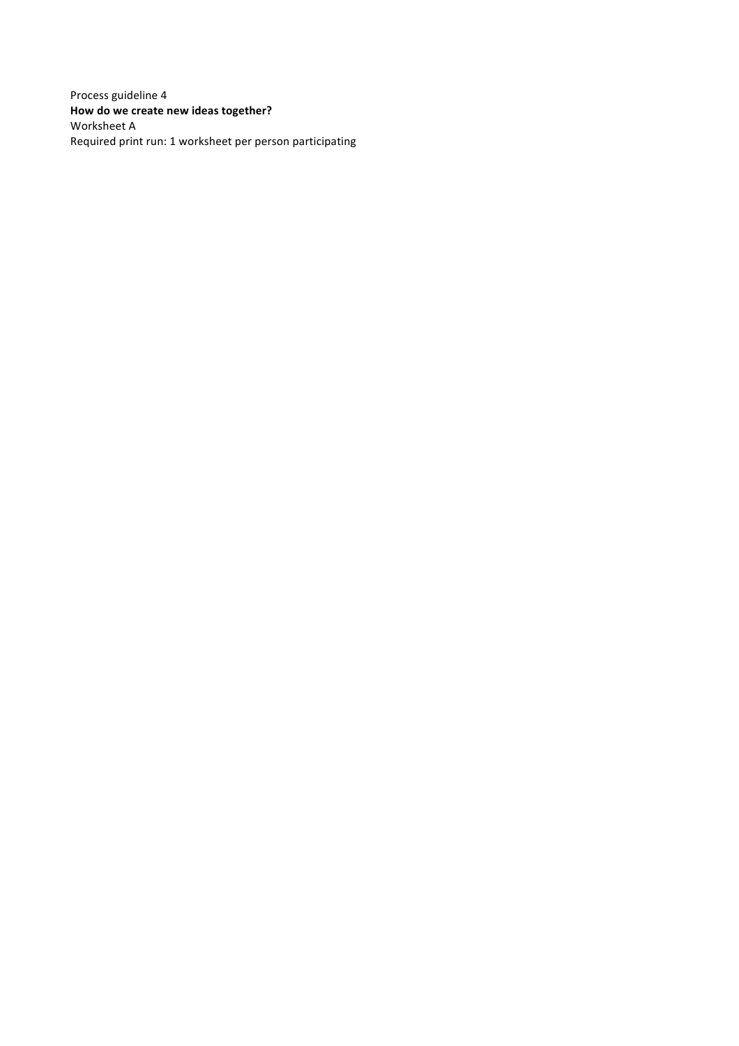Process guideline 4

**How do we create new ideas together?**

Worksheet A

Required print run: 1 worksheet per person participating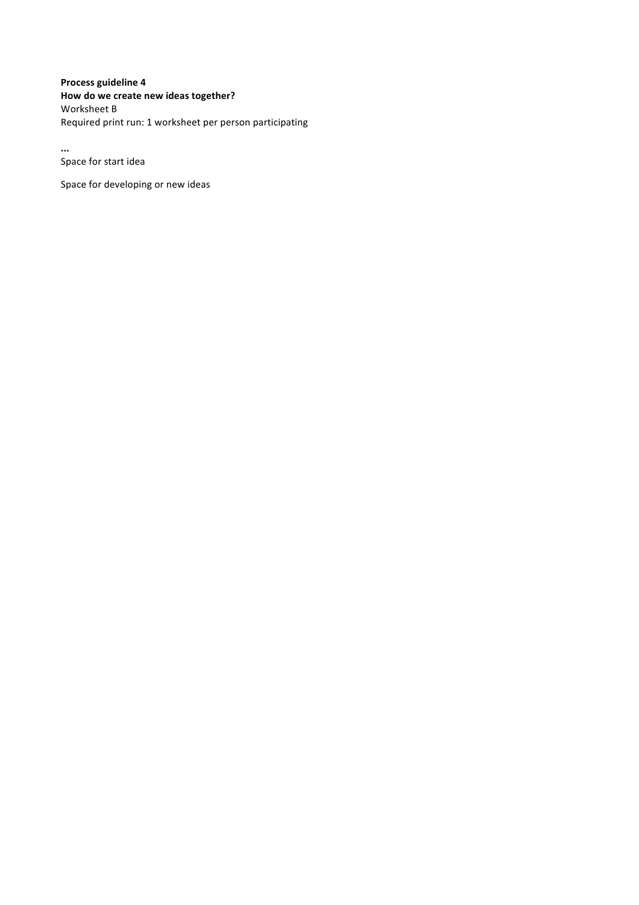**Process guideline 4**
**How do we create new ideas together?**
Worksheet B
Required print run: 1 worksheet per person participating

**...**
Space for start idea

Space for developing or new ideas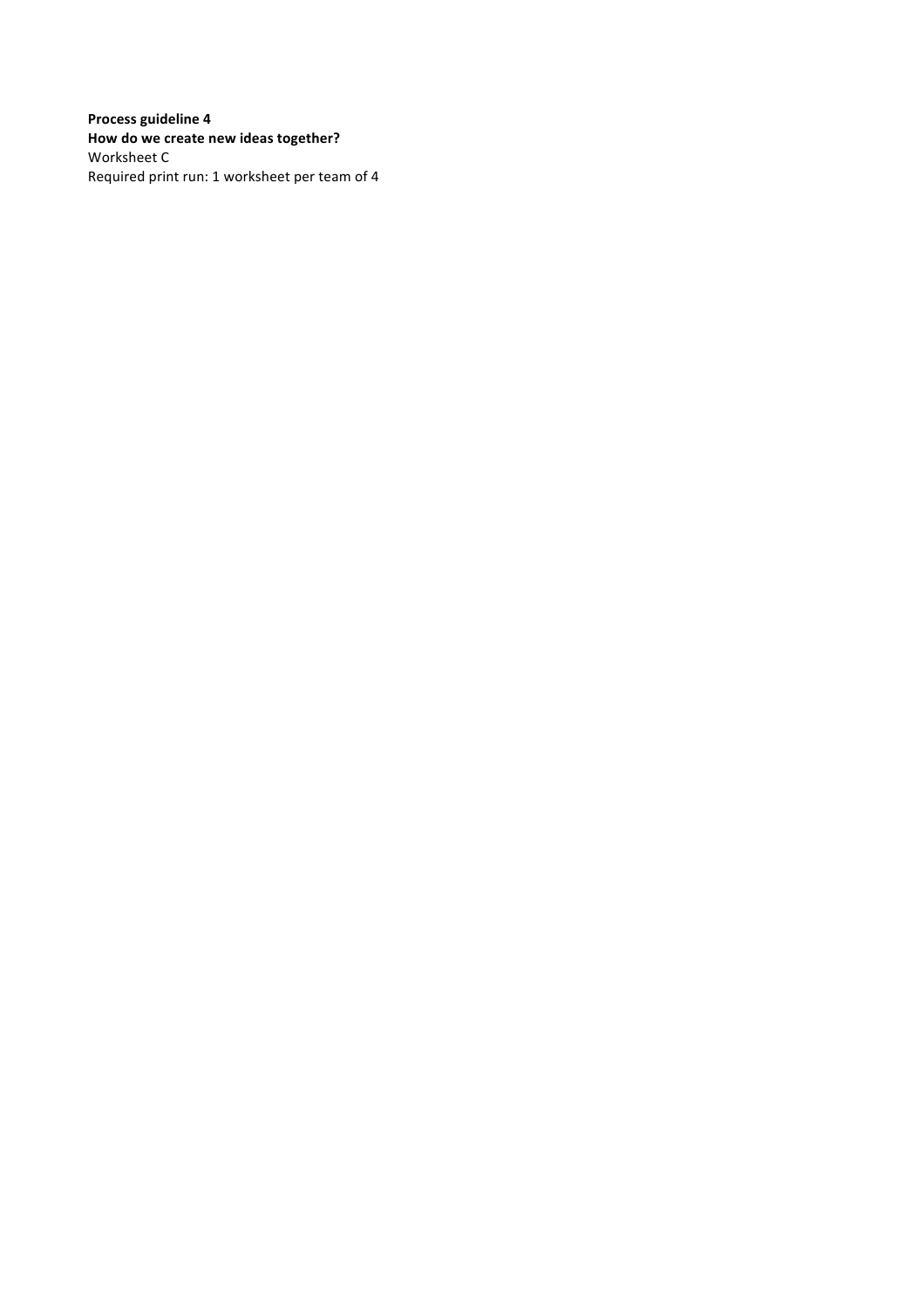**Process guideline 4**
**How do we create new ideas together?**
Worksheet C
Required print run: 1 worksheet per team of 4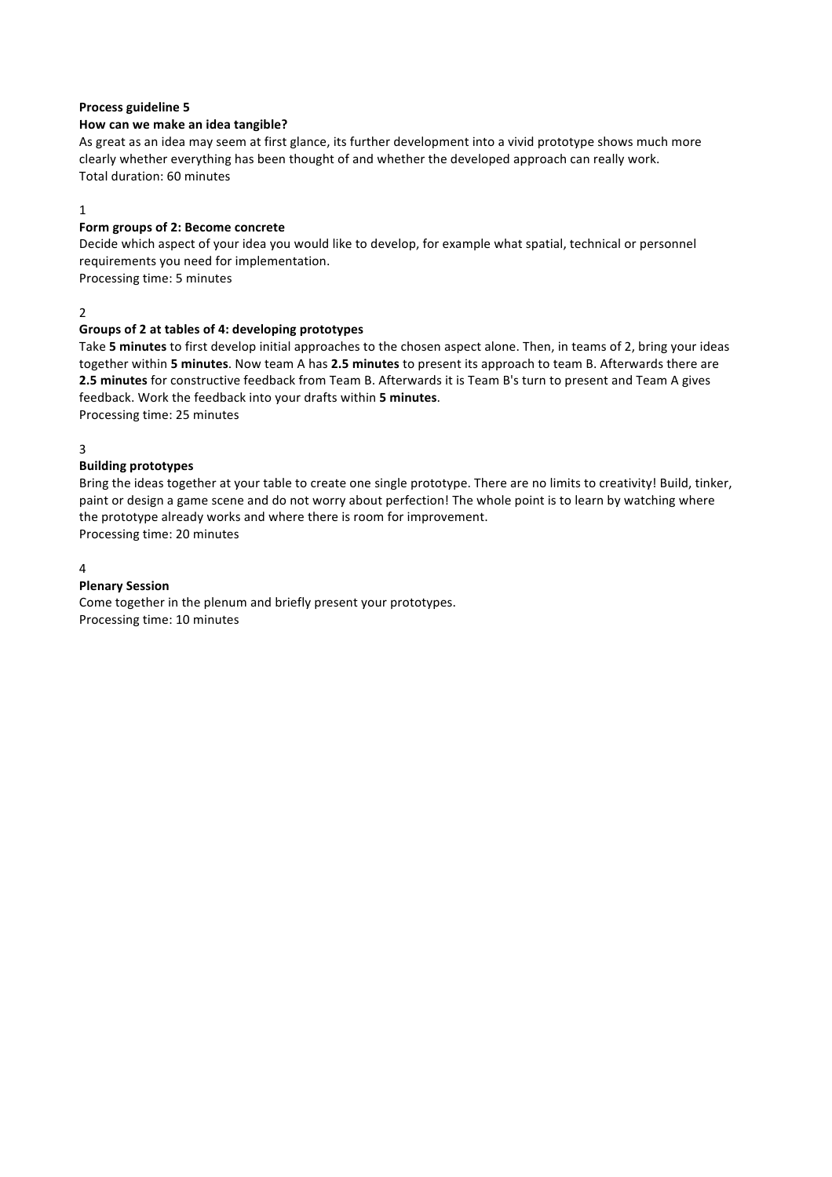**Process guideline 5**

**How can we make an idea tangible?**

As great as an idea may seem at first glance, its further development into a vivid prototype shows much more clearly whether everything has been thought of and whether the developed approach can really work.
Total duration: 60 minutes

1

**Form groups of 2: Become concrete**

Decide which aspect of your idea you would like to develop, for example what spatial, technical or personnel requirements you need for implementation.
Processing time: 5 minutes

2

**Groups of 2 at tables of 4: developing prototypes**

Take **5 minutes** to first develop initial approaches to the chosen aspect alone. Then, in teams of 2, bring your ideas together within **5 minutes**. Now team A has **2.5 minutes** to present its approach to team B. Afterwards there are **2.5 minutes** for constructive feedback from Team B. Afterwards it is Team B's turn to present and Team A gives feedback. Work the feedback into your drafts within **5 minutes**.
Processing time: 25 minutes

3

**Building prototypes**

Bring the ideas together at your table to create one single prototype. There are no limits to creativity! Build, tinker, paint or design a game scene and do not worry about perfection! The whole point is to learn by watching where the prototype already works and where there is room for improvement.
Processing time: 20 minutes

4

**Plenary Session**

Come together in the plenum and briefly present your prototypes.
Processing time: 10 minutes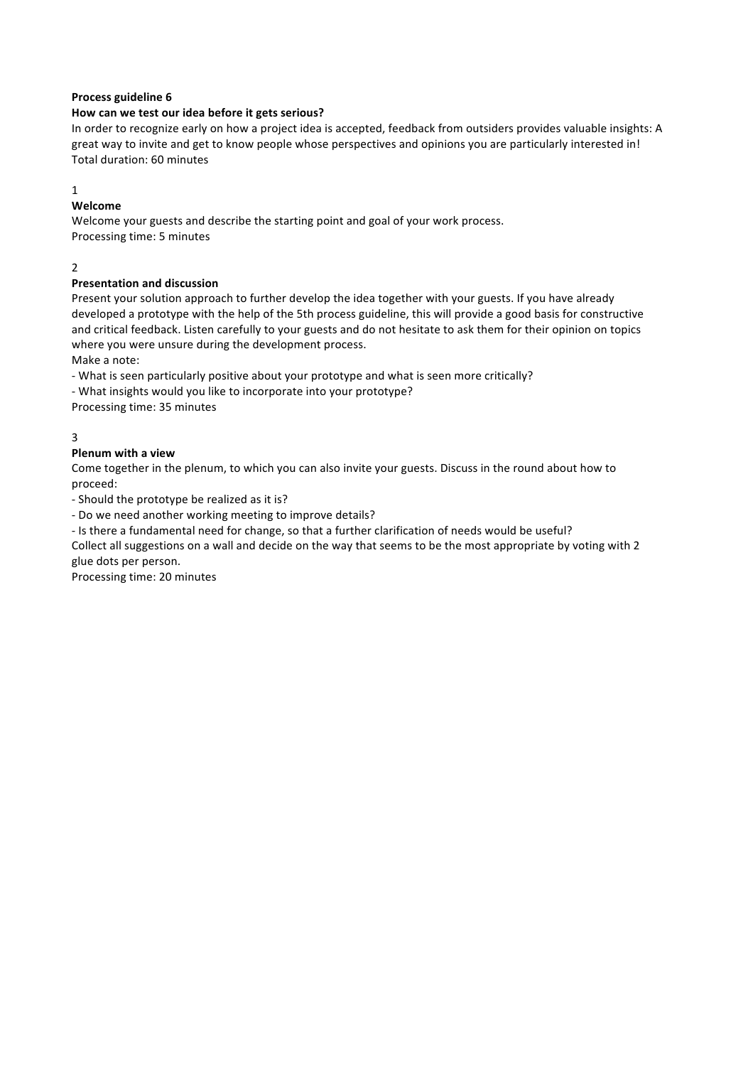**Process guideline 6**

**How can we test our idea before it gets serious?**

In order to recognize early on how a project idea is accepted, feedback from outsiders provides valuable insights: A great way to invite and get to know people whose perspectives and opinions you are particularly interested in!
Total duration: 60 minutes

1

**Welcome**

Welcome your guests and describe the starting point and goal of your work process.
Processing time: 5 minutes

2

**Presentation and discussion**

Present your solution approach to further develop the idea together with your guests. If you have already developed a prototype with the help of the 5th process guideline, this will provide a good basis for constructive and critical feedback. Listen carefully to your guests and do not hesitate to ask them for their opinion on topics where you were unsure during the development process.
Make a note:

- What is seen particularly positive about your prototype and what is seen more critically?
- What insights would you like to incorporate into your prototype?

Processing time: 35 minutes

3

**Plenum with a view**

Come together in the plenum, to which you can also invite your guests. Discuss in the round about how to proceed:

- Should the prototype be realized as it is?
- Do we need another working meeting to improve details?
- Is there a fundamental need for change, so that a further clarification of needs would be useful?

Collect all suggestions on a wall and decide on the way that seems to be the most appropriate by voting with 2 glue dots per person.
Processing time: 20 minutes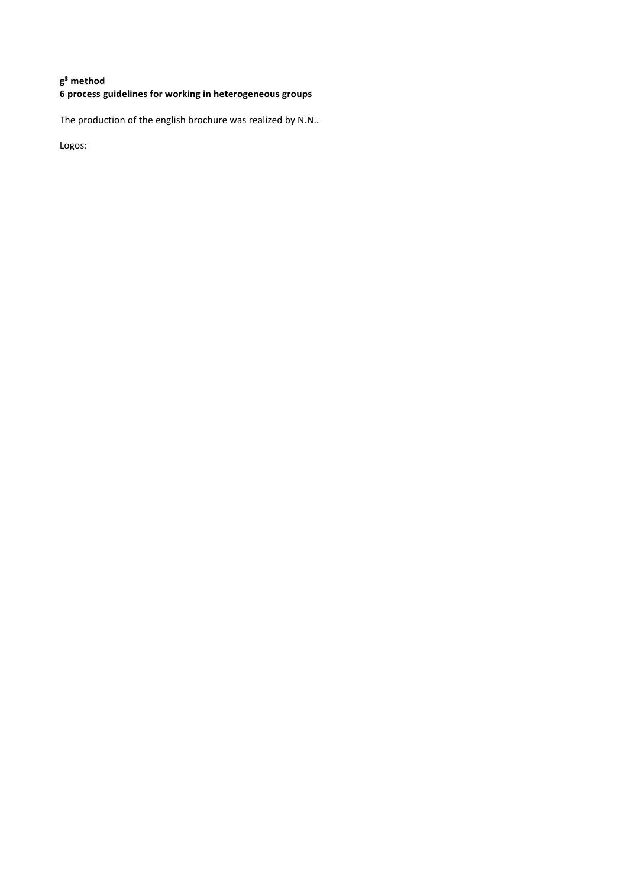**$g^3$ method**
**6 process guidelines for working in heterogeneous groups**

The production of the english brochure was realized by N.N..

Logos: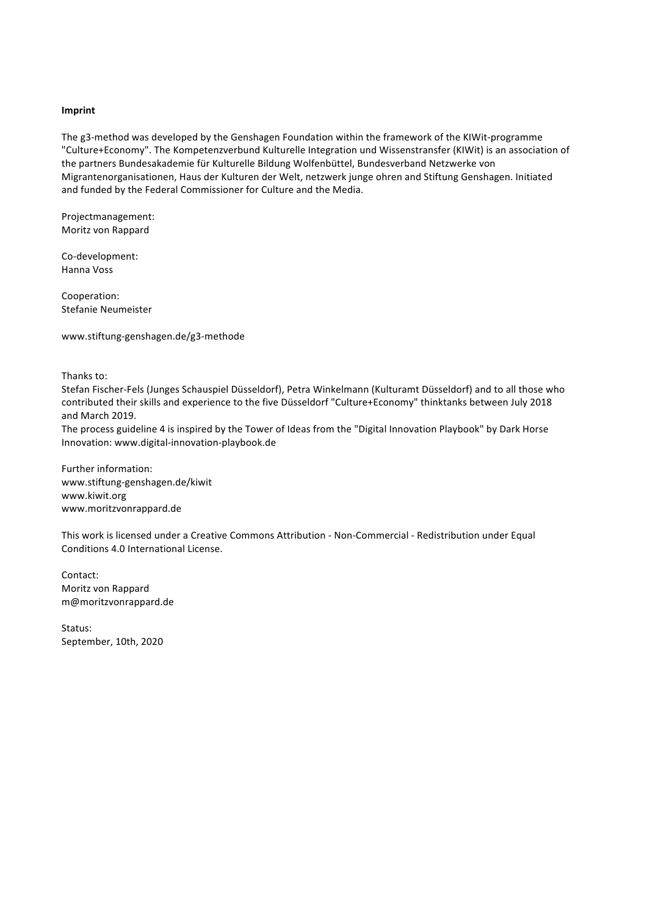**Imprint**

The g3-method was developed by the Genshagen Foundation within the framework of the KIWit-programme "Culture+Economy". The Kompetenzverbund Kulturelle Integration und Wissenstransfer (KIWit) is an association of the partners Bundesakademie für Kulturelle Bildung Wolfenbüttel, Bundesverband Netzwerke von Migrantenorganisationen, Haus der Kulturen der Welt, netzwerk junge ohren and Stiftung Genshagen. Initiated and funded by the Federal Commissioner for Culture and the Media.

Projectmanagement:
Moritz von Rappard

Co-development:
Hanna Voss

Cooperation:
Stefanie Neumeister

www.stiftung-genshagen.de/g3-methode

Thanks to:
Stefan Fischer-Fels (Junges Schauspiel Düsseldorf), Petra Winkelmann (Kulturamt Düsseldorf) and to all those who contributed their skills and experience to the five Düsseldorf "Culture+Economy" thinktanks between July 2018 and March 2019.
The process guideline 4 is inspired by the Tower of Ideas from the "Digital Innovation Playbook" by Dark Horse Innovation: www.digital-innovation-playbook.de

Further information:
www.stiftung-genshagen.de/kiwit
www.kiwit.org
www.moritzvonrappard.de

This work is licensed under a Creative Commons Attribution - Non-Commercial - Redistribution under Equal Conditions 4.0 International License.

Contact:
Moritz von Rappard
m@moritzvonrappard.de

Status:
September, 10th, 2020